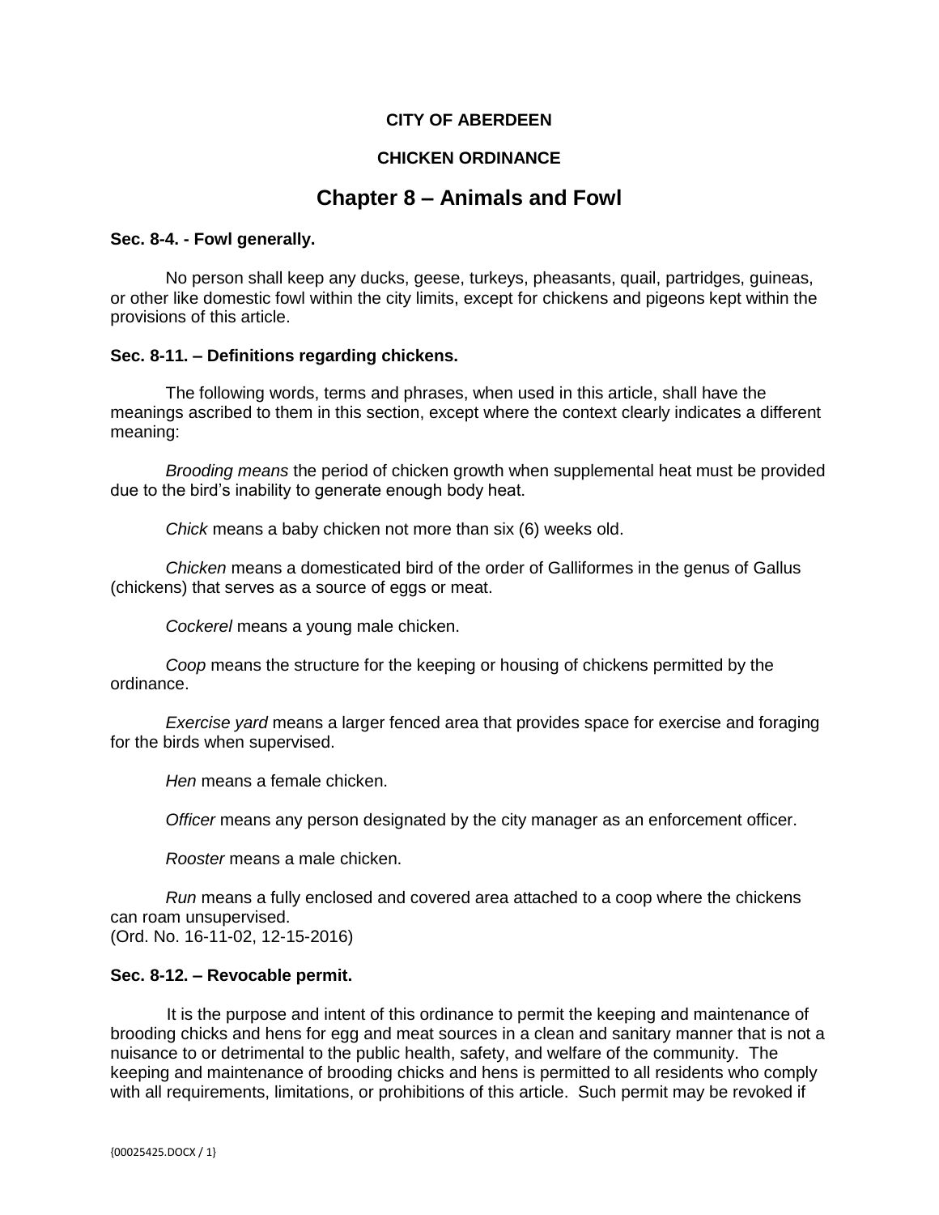**CITY OF ABERDEEN**

**CHICKEN ORDINANCE**

# Chapter 8 – Animals and Fowl

**Sec. 8-4. - Fowl generally.**

No person shall keep any ducks, geese, turkeys, pheasants, quail, partridges, guineas, or other like domestic fowl within the city limits, except for chickens and pigeons kept within the provisions of this article.

**Sec. 8-11. – Definitions regarding chickens.**

The following words, terms and phrases, when used in this article, shall have the meanings ascribed to them in this section, except where the context clearly indicates a different meaning:

*Brooding means* the period of chicken growth when supplemental heat must be provided due to the bird's inability to generate enough body heat.

*Chick* means a baby chicken not more than six (6) weeks old.

*Chicken* means a domesticated bird of the order of Galliformes in the genus of Gallus (chickens) that serves as a source of eggs or meat.

*Cockerel* means a young male chicken.

*Coop* means the structure for the keeping or housing of chickens permitted by the ordinance.

*Exercise yard* means a larger fenced area that provides space for exercise and foraging for the birds when supervised.

*Hen* means a female chicken.

*Officer* means any person designated by the city manager as an enforcement officer.

*Rooster* means a male chicken.

*Run* means a fully enclosed and covered area attached to a coop where the chickens can roam unsupervised.
(Ord. No. 16-11-02, 12-15-2016)

**Sec. 8-12. – Revocable permit.**

It is the purpose and intent of this ordinance to permit the keeping and maintenance of brooding chicks and hens for egg and meat sources in a clean and sanitary manner that is not a nuisance to or detrimental to the public health, safety, and welfare of the community. The keeping and maintenance of brooding chicks and hens is permitted to all residents who comply with all requirements, limitations, or prohibitions of this article. Such permit may be revoked if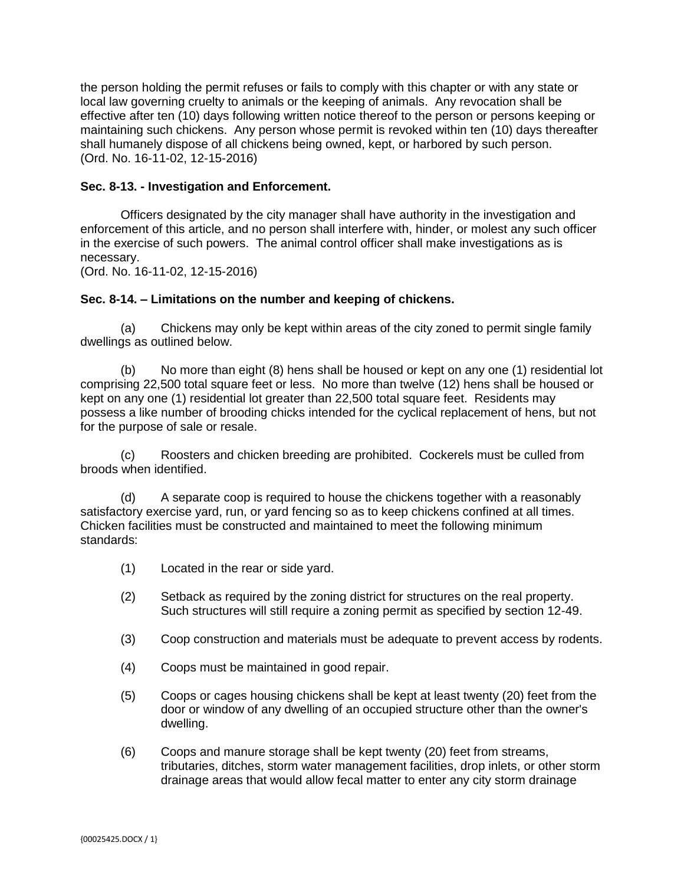the person holding the permit refuses or fails to comply with this chapter or with any state or local law governing cruelty to animals or the keeping of animals. Any revocation shall be effective after ten (10) days following written notice thereof to the person or persons keeping or maintaining such chickens. Any person whose permit is revoked within ten (10) days thereafter shall humanely dispose of all chickens being owned, kept, or harbored by such person.
(Ord. No. 16-11-02, 12-15-2016)

**Sec. 8-13. - Investigation and Enforcement.**

Officers designated by the city manager shall have authority in the investigation and enforcement of this article, and no person shall interfere with, hinder, or molest any such officer in the exercise of such powers. The animal control officer shall make investigations as is necessary.
(Ord. No. 16-11-02, 12-15-2016)

**Sec. 8-14. – Limitations on the number and keeping of chickens.**

(a) Chickens may only be kept within areas of the city zoned to permit single family dwellings as outlined below.

(b) No more than eight (8) hens shall be housed or kept on any one (1) residential lot comprising 22,500 total square feet or less. No more than twelve (12) hens shall be housed or kept on any one (1) residential lot greater than 22,500 total square feet. Residents may possess a like number of brooding chicks intended for the cyclical replacement of hens, but not for the purpose of sale or resale.

(c) Roosters and chicken breeding are prohibited. Cockerels must be culled from broods when identified.

(d) A separate coop is required to house the chickens together with a reasonably satisfactory exercise yard, run, or yard fencing so as to keep chickens confined at all times. Chicken facilities must be constructed and maintained to meet the following minimum standards:

(1) Located in the rear or side yard.

(2) Setback as required by the zoning district for structures on the real property. Such structures will still require a zoning permit as specified by section 12-49.

(3) Coop construction and materials must be adequate to prevent access by rodents.

(4) Coops must be maintained in good repair.

(5) Coops or cages housing chickens shall be kept at least twenty (20) feet from the door or window of any dwelling of an occupied structure other than the owner's dwelling.

(6) Coops and manure storage shall be kept twenty (20) feet from streams, tributaries, ditches, storm water management facilities, drop inlets, or other storm drainage areas that would allow fecal matter to enter any city storm drainage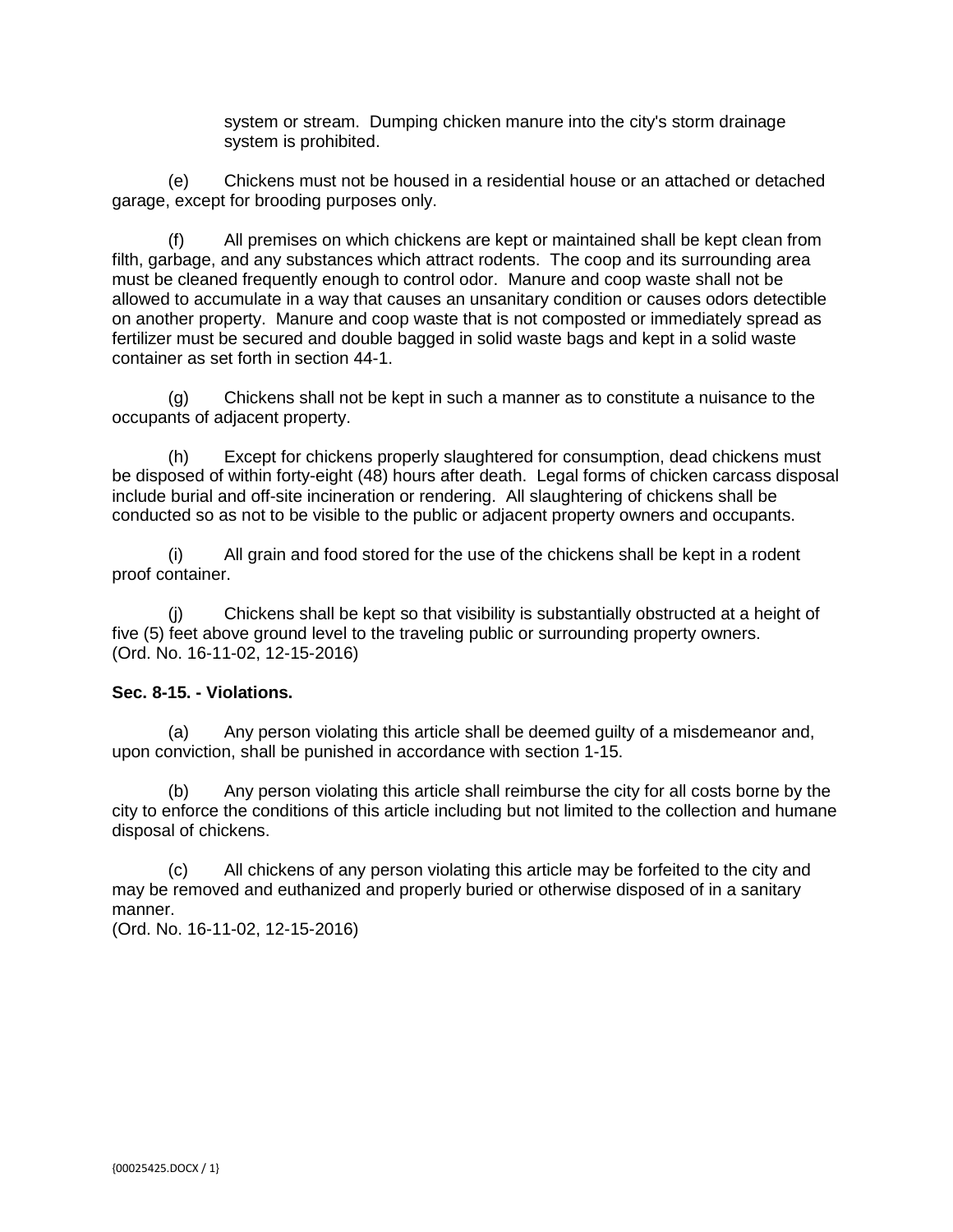system or stream. Dumping chicken manure into the city's storm drainage system is prohibited.

(e) Chickens must not be housed in a residential house or an attached or detached garage, except for brooding purposes only.

(f) All premises on which chickens are kept or maintained shall be kept clean from filth, garbage, and any substances which attract rodents. The coop and its surrounding area must be cleaned frequently enough to control odor. Manure and coop waste shall not be allowed to accumulate in a way that causes an unsanitary condition or causes odors detectible on another property. Manure and coop waste that is not composted or immediately spread as fertilizer must be secured and double bagged in solid waste bags and kept in a solid waste container as set forth in section 44-1.

(g) Chickens shall not be kept in such a manner as to constitute a nuisance to the occupants of adjacent property.

(h) Except for chickens properly slaughtered for consumption, dead chickens must be disposed of within forty-eight (48) hours after death. Legal forms of chicken carcass disposal include burial and off-site incineration or rendering. All slaughtering of chickens shall be conducted so as not to be visible to the public or adjacent property owners and occupants.

(i) All grain and food stored for the use of the chickens shall be kept in a rodent proof container.

(j) Chickens shall be kept so that visibility is substantially obstructed at a height of five (5) feet above ground level to the traveling public or surrounding property owners.
(Ord. No. 16-11-02, 12-15-2016)

**Sec. 8-15. - Violations.**

(a) Any person violating this article shall be deemed guilty of a misdemeanor and, upon conviction, shall be punished in accordance with section 1-15.

(b) Any person violating this article shall reimburse the city for all costs borne by the city to enforce the conditions of this article including but not limited to the collection and humane disposal of chickens.

(c) All chickens of any person violating this article may be forfeited to the city and may be removed and euthanized and properly buried or otherwise disposed of in a sanitary manner.
(Ord. No. 16-11-02, 12-15-2016)